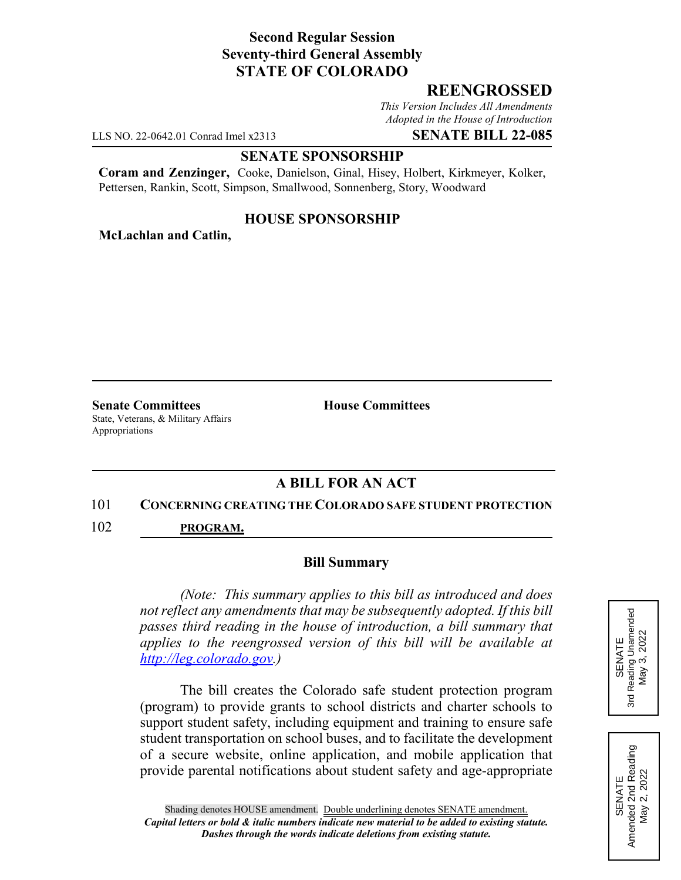**Second Regular Session**
**Seventy-third General Assembly**
**STATE OF COLORADO**

## REENGROSSED

*This Version Includes All Amendments Adopted in the House of Introduction*

LLS NO. 22-0642.01 Conrad Imel x2313 **SENATE BILL 22-085**

**SENATE SPONSORSHIP**

**Coram and Zenzinger,** Cooke, Danielson, Ginal, Hisey, Holbert, Kirkmeyer, Kolker, Pettersen, Rankin, Scott, Simpson, Smallwood, Sonnenberg, Story, Woodward

**HOUSE SPONSORSHIP**

**McLachlan and Catlin,**

**Senate Committees**
State, Veterans, & Military Affairs
Appropriations

**House Committees**

**A BILL FOR AN ACT**

101 **CONCERNING CREATING THE COLORADO SAFE STUDENT PROTECTION**
102 **PROGRAM.**

**Bill Summary**

*(Note: This summary applies to this bill as introduced and does not reflect any amendments that may be subsequently adopted. If this bill passes third reading in the house of introduction, a bill summary that applies to the reengrossed version of this bill will be available at http://leg.colorado.gov.)*

The bill creates the Colorado safe student protection program (program) to provide grants to school districts and charter schools to support student safety, including equipment and training to ensure safe student transportation on school buses, and to facilitate the development of a secure website, online application, and mobile application that provide parental notifications about student safety and age-appropriate

SENATE
3rd Reading Unamended
May 3, 2022

SENATE
Amended 2nd Reading
May 2, 2022

Shading denotes HOUSE amendment. Double underlining denotes SENATE amendment.
***Capital letters or bold & italic numbers indicate new material to be added to existing statute.***
***Dashes through the words indicate deletions from existing statute.***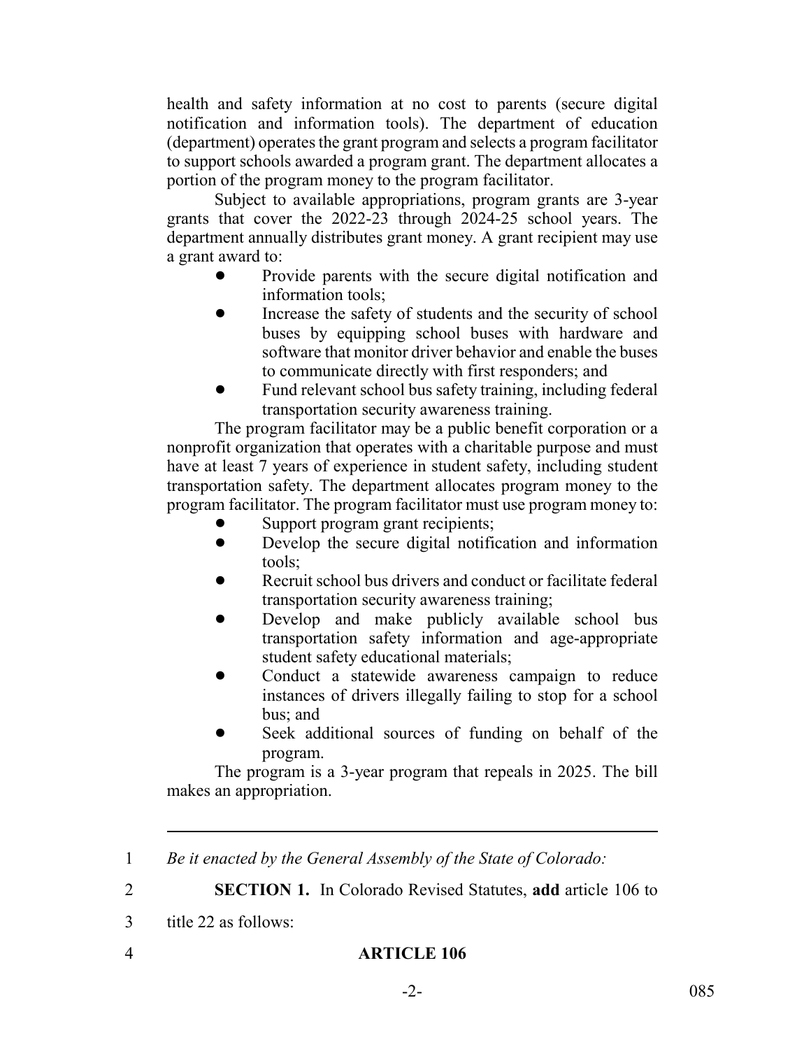health and safety information at no cost to parents (secure digital notification and information tools). The department of education (department) operates the grant program and selects a program facilitator to support schools awarded a program grant. The department allocates a portion of the program money to the program facilitator.

Subject to available appropriations, program grants are 3-year grants that cover the 2022-23 through 2024-25 school years. The department annually distributes grant money. A grant recipient may use a grant award to:

- Provide parents with the secure digital notification and information tools;
- Increase the safety of students and the security of school buses by equipping school buses with hardware and software that monitor driver behavior and enable the buses to communicate directly with first responders; and
- Fund relevant school bus safety training, including federal transportation security awareness training.

The program facilitator may be a public benefit corporation or a nonprofit organization that operates with a charitable purpose and must have at least 7 years of experience in student safety, including student transportation safety. The department allocates program money to the program facilitator. The program facilitator must use program money to:

- Support program grant recipients;
- Develop the secure digital notification and information tools;
- Recruit school bus drivers and conduct or facilitate federal transportation security awareness training;
- Develop and make publicly available school bus transportation safety information and age-appropriate student safety educational materials;
- Conduct a statewide awareness campaign to reduce instances of drivers illegally failing to stop for a school bus; and
- Seek additional sources of funding on behalf of the program.

The program is a 3-year program that repeals in 2025. The bill makes an appropriation.

---

1 *Be it enacted by the General Assembly of the State of Colorado:*

2 **SECTION 1.** In Colorado Revised Statutes, **add** article 106 to

3 title 22 as follows:

4 **ARTICLE 106**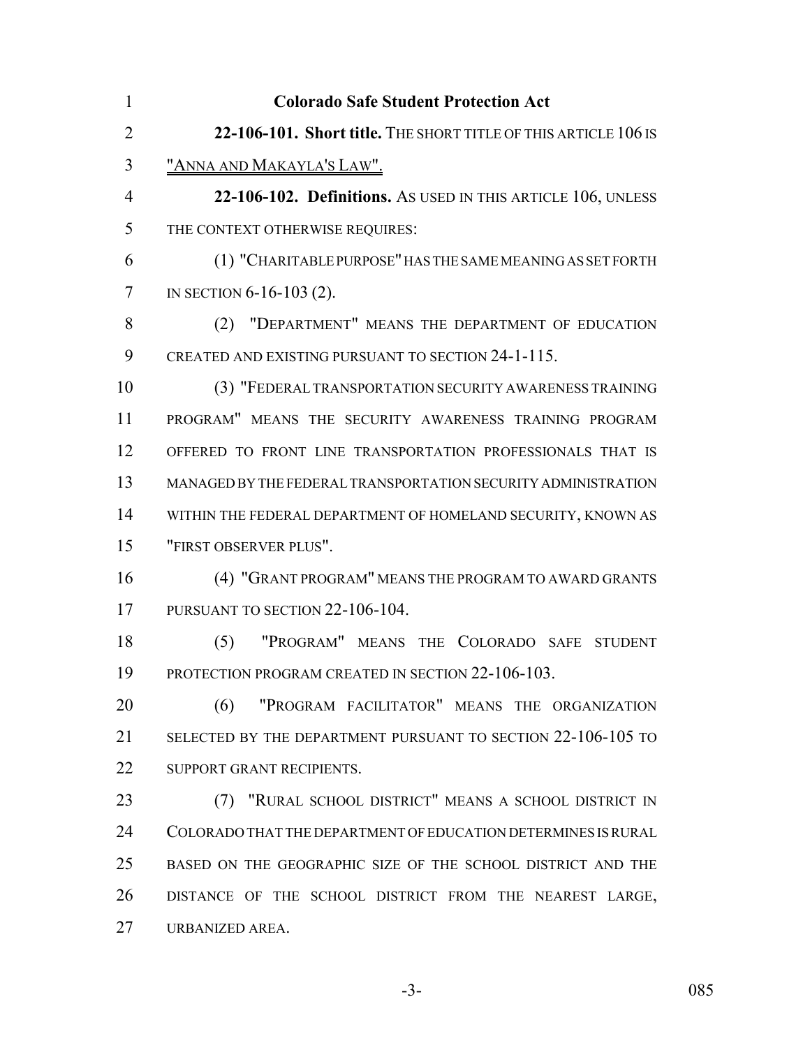**Colorado Safe Student Protection Act**

**22-106-101. Short title.** THE SHORT TITLE OF THIS ARTICLE 106 IS "ANNA AND MAKAYLA'S LAW".

**22-106-102. Definitions.** AS USED IN THIS ARTICLE 106, UNLESS THE CONTEXT OTHERWISE REQUIRES:

(1) "CHARITABLE PURPOSE" HAS THE SAME MEANING AS SET FORTH IN SECTION 6-16-103 (2).

(2) "DEPARTMENT" MEANS THE DEPARTMENT OF EDUCATION CREATED AND EXISTING PURSUANT TO SECTION 24-1-115.

(3) "FEDERAL TRANSPORTATION SECURITY AWARENESS TRAINING PROGRAM" MEANS THE SECURITY AWARENESS TRAINING PROGRAM OFFERED TO FRONT LINE TRANSPORTATION PROFESSIONALS THAT IS MANAGED BY THE FEDERAL TRANSPORTATION SECURITY ADMINISTRATION WITHIN THE FEDERAL DEPARTMENT OF HOMELAND SECURITY, KNOWN AS "FIRST OBSERVER PLUS".

(4) "GRANT PROGRAM" MEANS THE PROGRAM TO AWARD GRANTS PURSUANT TO SECTION 22-106-104.

(5) "PROGRAM" MEANS THE COLORADO SAFE STUDENT PROTECTION PROGRAM CREATED IN SECTION 22-106-103.

(6) "PROGRAM FACILITATOR" MEANS THE ORGANIZATION SELECTED BY THE DEPARTMENT PURSUANT TO SECTION 22-106-105 TO SUPPORT GRANT RECIPIENTS.

(7) "RURAL SCHOOL DISTRICT" MEANS A SCHOOL DISTRICT IN COLORADO THAT THE DEPARTMENT OF EDUCATION DETERMINES IS RURAL BASED ON THE GEOGRAPHIC SIZE OF THE SCHOOL DISTRICT AND THE DISTANCE OF THE SCHOOL DISTRICT FROM THE NEAREST LARGE, URBANIZED AREA.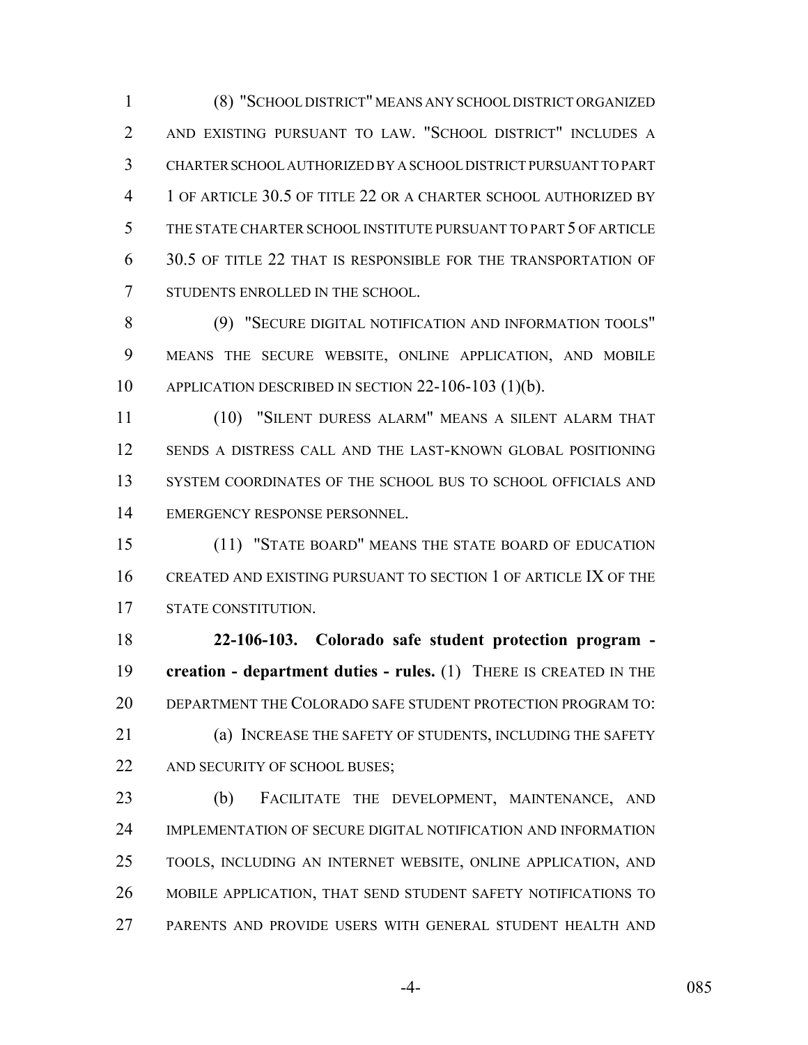(8) "SCHOOL DISTRICT" MEANS ANY SCHOOL DISTRICT ORGANIZED AND EXISTING PURSUANT TO LAW. "SCHOOL DISTRICT" INCLUDES A CHARTER SCHOOL AUTHORIZED BY A SCHOOL DISTRICT PURSUANT TO PART 1 OF ARTICLE 30.5 OF TITLE 22 OR A CHARTER SCHOOL AUTHORIZED BY THE STATE CHARTER SCHOOL INSTITUTE PURSUANT TO PART 5 OF ARTICLE 30.5 OF TITLE 22 THAT IS RESPONSIBLE FOR THE TRANSPORTATION OF STUDENTS ENROLLED IN THE SCHOOL.

(9) "SECURE DIGITAL NOTIFICATION AND INFORMATION TOOLS" MEANS THE SECURE WEBSITE, ONLINE APPLICATION, AND MOBILE APPLICATION DESCRIBED IN SECTION 22-106-103 (1)(b).

(10) "SILENT DURESS ALARM" MEANS A SILENT ALARM THAT SENDS A DISTRESS CALL AND THE LAST-KNOWN GLOBAL POSITIONING SYSTEM COORDINATES OF THE SCHOOL BUS TO SCHOOL OFFICIALS AND EMERGENCY RESPONSE PERSONNEL.

(11) "STATE BOARD" MEANS THE STATE BOARD OF EDUCATION CREATED AND EXISTING PURSUANT TO SECTION 1 OF ARTICLE IX OF THE STATE CONSTITUTION.

**22-106-103. Colorado safe student protection program - creation - department duties - rules.** (1) THERE IS CREATED IN THE DEPARTMENT THE COLORADO SAFE STUDENT PROTECTION PROGRAM TO:

(a) INCREASE THE SAFETY OF STUDENTS, INCLUDING THE SAFETY AND SECURITY OF SCHOOL BUSES;

(b) FACILITATE THE DEVELOPMENT, MAINTENANCE, AND IMPLEMENTATION OF SECURE DIGITAL NOTIFICATION AND INFORMATION TOOLS, INCLUDING AN INTERNET WEBSITE, ONLINE APPLICATION, AND MOBILE APPLICATION, THAT SEND STUDENT SAFETY NOTIFICATIONS TO PARENTS AND PROVIDE USERS WITH GENERAL STUDENT HEALTH AND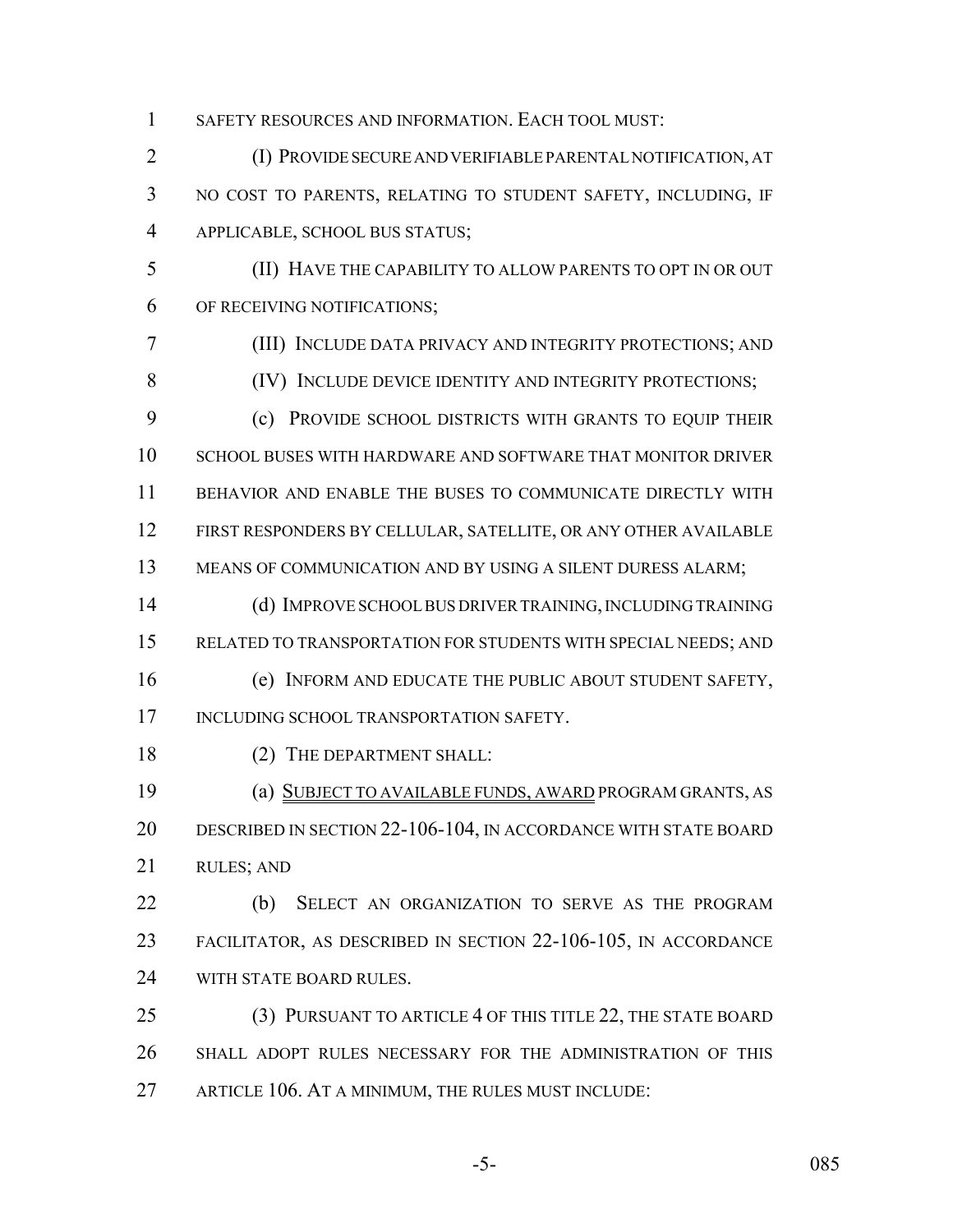SAFETY RESOURCES AND INFORMATION. EACH TOOL MUST:

(I) PROVIDE SECURE AND VERIFIABLE PARENTAL NOTIFICATION, AT NO COST TO PARENTS, RELATING TO STUDENT SAFETY, INCLUDING, IF APPLICABLE, SCHOOL BUS STATUS;

(II) HAVE THE CAPABILITY TO ALLOW PARENTS TO OPT IN OR OUT OF RECEIVING NOTIFICATIONS;

(III) INCLUDE DATA PRIVACY AND INTEGRITY PROTECTIONS; AND

(IV) INCLUDE DEVICE IDENTITY AND INTEGRITY PROTECTIONS;

(c) PROVIDE SCHOOL DISTRICTS WITH GRANTS TO EQUIP THEIR SCHOOL BUSES WITH HARDWARE AND SOFTWARE THAT MONITOR DRIVER BEHAVIOR AND ENABLE THE BUSES TO COMMUNICATE DIRECTLY WITH FIRST RESPONDERS BY CELLULAR, SATELLITE, OR ANY OTHER AVAILABLE MEANS OF COMMUNICATION AND BY USING A SILENT DURESS ALARM;

(d) IMPROVE SCHOOL BUS DRIVER TRAINING, INCLUDING TRAINING RELATED TO TRANSPORTATION FOR STUDENTS WITH SPECIAL NEEDS; AND

(e) INFORM AND EDUCATE THE PUBLIC ABOUT STUDENT SAFETY, INCLUDING SCHOOL TRANSPORTATION SAFETY.

(2) THE DEPARTMENT SHALL:

(a) SUBJECT TO AVAILABLE FUNDS, AWARD PROGRAM GRANTS, AS DESCRIBED IN SECTION 22-106-104, IN ACCORDANCE WITH STATE BOARD RULES; AND

(b) SELECT AN ORGANIZATION TO SERVE AS THE PROGRAM FACILITATOR, AS DESCRIBED IN SECTION 22-106-105, IN ACCORDANCE WITH STATE BOARD RULES.

(3) PURSUANT TO ARTICLE 4 OF THIS TITLE 22, THE STATE BOARD SHALL ADOPT RULES NECESSARY FOR THE ADMINISTRATION OF THIS ARTICLE 106. AT A MINIMUM, THE RULES MUST INCLUDE: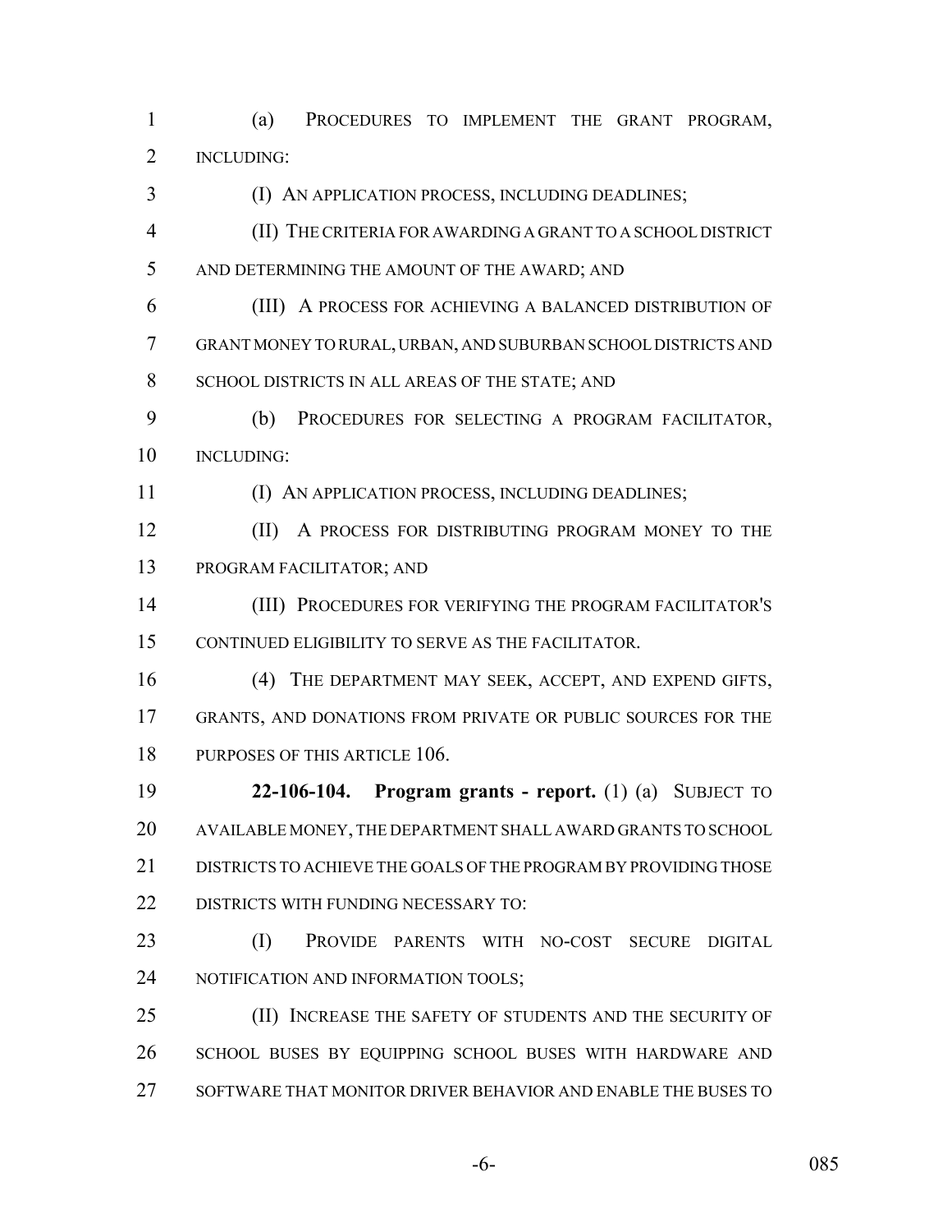(a) PROCEDURES TO IMPLEMENT THE GRANT PROGRAM, INCLUDING:

(I) AN APPLICATION PROCESS, INCLUDING DEADLINES;

(II) THE CRITERIA FOR AWARDING A GRANT TO A SCHOOL DISTRICT AND DETERMINING THE AMOUNT OF THE AWARD; AND

(III) A PROCESS FOR ACHIEVING A BALANCED DISTRIBUTION OF GRANT MONEY TO RURAL, URBAN, AND SUBURBAN SCHOOL DISTRICTS AND SCHOOL DISTRICTS IN ALL AREAS OF THE STATE; AND

(b) PROCEDURES FOR SELECTING A PROGRAM FACILITATOR, INCLUDING:

(I) AN APPLICATION PROCESS, INCLUDING DEADLINES;

(II) A PROCESS FOR DISTRIBUTING PROGRAM MONEY TO THE PROGRAM FACILITATOR; AND

(III) PROCEDURES FOR VERIFYING THE PROGRAM FACILITATOR'S CONTINUED ELIGIBILITY TO SERVE AS THE FACILITATOR.

(4) THE DEPARTMENT MAY SEEK, ACCEPT, AND EXPEND GIFTS, GRANTS, AND DONATIONS FROM PRIVATE OR PUBLIC SOURCES FOR THE PURPOSES OF THIS ARTICLE 106.

**22-106-104. Program grants - report.** (1) (a) SUBJECT TO AVAILABLE MONEY, THE DEPARTMENT SHALL AWARD GRANTS TO SCHOOL DISTRICTS TO ACHIEVE THE GOALS OF THE PROGRAM BY PROVIDING THOSE DISTRICTS WITH FUNDING NECESSARY TO:

(I) PROVIDE PARENTS WITH NO-COST SECURE DIGITAL NOTIFICATION AND INFORMATION TOOLS;

(II) INCREASE THE SAFETY OF STUDENTS AND THE SECURITY OF SCHOOL BUSES BY EQUIPPING SCHOOL BUSES WITH HARDWARE AND SOFTWARE THAT MONITOR DRIVER BEHAVIOR AND ENABLE THE BUSES TO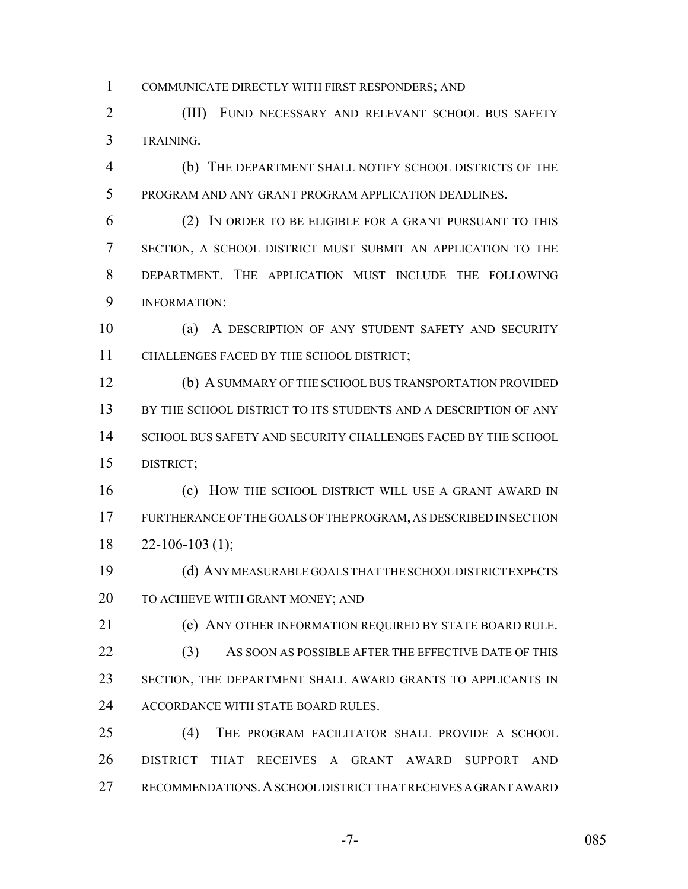COMMUNICATE DIRECTLY WITH FIRST RESPONDERS; AND

(III) FUND NECESSARY AND RELEVANT SCHOOL BUS SAFETY TRAINING.

(b) THE DEPARTMENT SHALL NOTIFY SCHOOL DISTRICTS OF THE PROGRAM AND ANY GRANT PROGRAM APPLICATION DEADLINES.

(2) IN ORDER TO BE ELIGIBLE FOR A GRANT PURSUANT TO THIS SECTION, A SCHOOL DISTRICT MUST SUBMIT AN APPLICATION TO THE DEPARTMENT. THE APPLICATION MUST INCLUDE THE FOLLOWING INFORMATION:

(a) A DESCRIPTION OF ANY STUDENT SAFETY AND SECURITY CHALLENGES FACED BY THE SCHOOL DISTRICT;

(b) A SUMMARY OF THE SCHOOL BUS TRANSPORTATION PROVIDED BY THE SCHOOL DISTRICT TO ITS STUDENTS AND A DESCRIPTION OF ANY SCHOOL BUS SAFETY AND SECURITY CHALLENGES FACED BY THE SCHOOL DISTRICT;

(c) HOW THE SCHOOL DISTRICT WILL USE A GRANT AWARD IN FURTHERANCE OF THE GOALS OF THE PROGRAM, AS DESCRIBED IN SECTION 22-106-103 (1);

(d) ANY MEASURABLE GOALS THAT THE SCHOOL DISTRICT EXPECTS TO ACHIEVE WITH GRANT MONEY; AND

(e) ANY OTHER INFORMATION REQUIRED BY STATE BOARD RULE.

(3) AS SOON AS POSSIBLE AFTER THE EFFECTIVE DATE OF THIS SECTION, THE DEPARTMENT SHALL AWARD GRANTS TO APPLICANTS IN ACCORDANCE WITH STATE BOARD RULES.

(4) THE PROGRAM FACILITATOR SHALL PROVIDE A SCHOOL DISTRICT THAT RECEIVES A GRANT AWARD SUPPORT AND RECOMMENDATIONS. A SCHOOL DISTRICT THAT RECEIVES A GRANT AWARD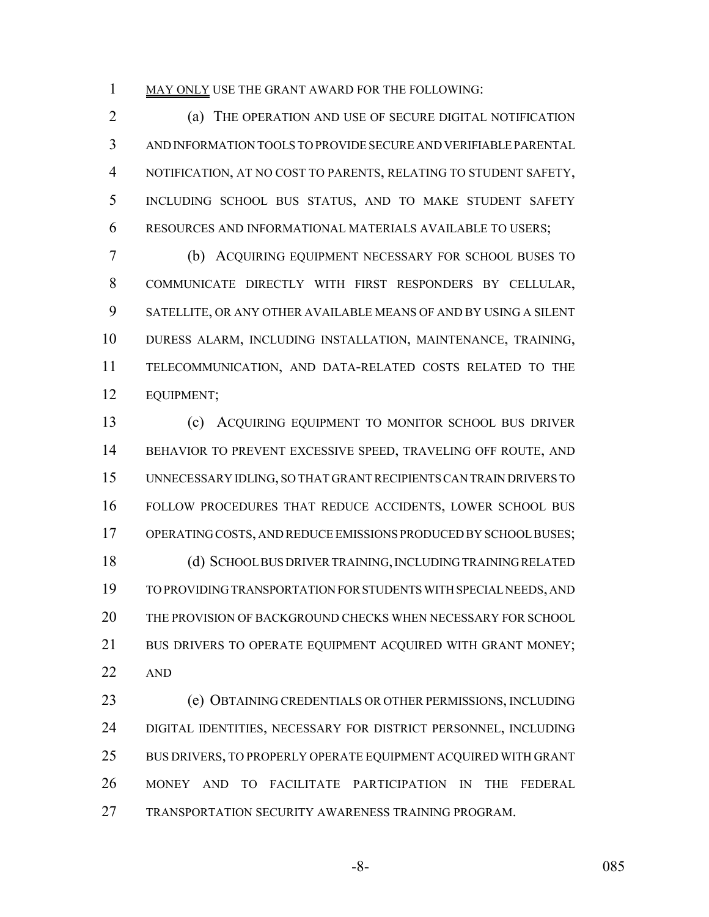MAY ONLY USE THE GRANT AWARD FOR THE FOLLOWING:

(a) THE OPERATION AND USE OF SECURE DIGITAL NOTIFICATION AND INFORMATION TOOLS TO PROVIDE SECURE AND VERIFIABLE PARENTAL NOTIFICATION, AT NO COST TO PARENTS, RELATING TO STUDENT SAFETY, INCLUDING SCHOOL BUS STATUS, AND TO MAKE STUDENT SAFETY RESOURCES AND INFORMATIONAL MATERIALS AVAILABLE TO USERS;

(b) ACQUIRING EQUIPMENT NECESSARY FOR SCHOOL BUSES TO COMMUNICATE DIRECTLY WITH FIRST RESPONDERS BY CELLULAR, SATELLITE, OR ANY OTHER AVAILABLE MEANS OF AND BY USING A SILENT DURESS ALARM, INCLUDING INSTALLATION, MAINTENANCE, TRAINING, TELECOMMUNICATION, AND DATA-RELATED COSTS RELATED TO THE EQUIPMENT;

(c) ACQUIRING EQUIPMENT TO MONITOR SCHOOL BUS DRIVER BEHAVIOR TO PREVENT EXCESSIVE SPEED, TRAVELING OFF ROUTE, AND UNNECESSARY IDLING, SO THAT GRANT RECIPIENTS CAN TRAIN DRIVERS TO FOLLOW PROCEDURES THAT REDUCE ACCIDENTS, LOWER SCHOOL BUS OPERATING COSTS, AND REDUCE EMISSIONS PRODUCED BY SCHOOL BUSES;

(d) SCHOOL BUS DRIVER TRAINING, INCLUDING TRAINING RELATED TO PROVIDING TRANSPORTATION FOR STUDENTS WITH SPECIAL NEEDS, AND THE PROVISION OF BACKGROUND CHECKS WHEN NECESSARY FOR SCHOOL BUS DRIVERS TO OPERATE EQUIPMENT ACQUIRED WITH GRANT MONEY; AND

(e) OBTAINING CREDENTIALS OR OTHER PERMISSIONS, INCLUDING DIGITAL IDENTITIES, NECESSARY FOR DISTRICT PERSONNEL, INCLUDING BUS DRIVERS, TO PROPERLY OPERATE EQUIPMENT ACQUIRED WITH GRANT MONEY AND TO FACILITATE PARTICIPATION IN THE FEDERAL TRANSPORTATION SECURITY AWARENESS TRAINING PROGRAM.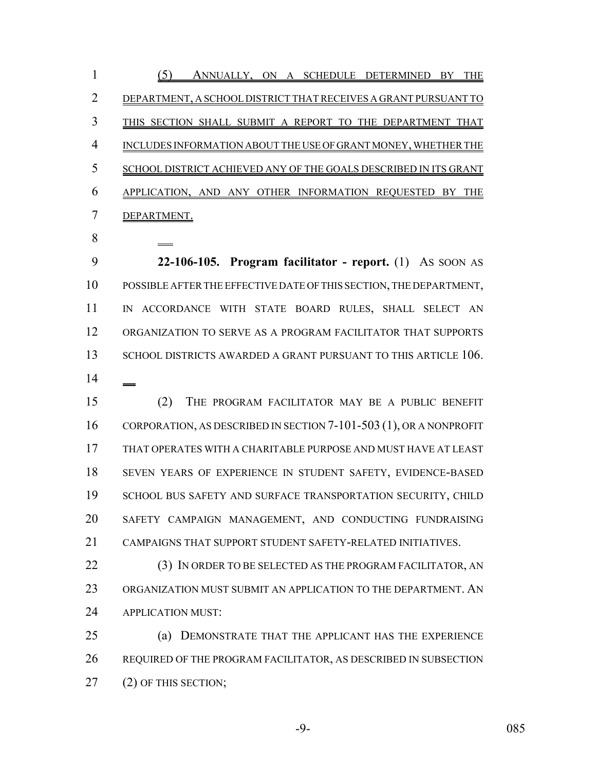(5) ANNUALLY, ON A SCHEDULE DETERMINED BY THE DEPARTMENT, A SCHOOL DISTRICT THAT RECEIVES A GRANT PURSUANT TO THIS SECTION SHALL SUBMIT A REPORT TO THE DEPARTMENT THAT INCLUDES INFORMATION ABOUT THE USE OF GRANT MONEY, WHETHER THE SCHOOL DISTRICT ACHIEVED ANY OF THE GOALS DESCRIBED IN ITS GRANT APPLICATION, AND ANY OTHER INFORMATION REQUESTED BY THE DEPARTMENT.

**22-106-105. Program facilitator - report.** (1) AS SOON AS POSSIBLE AFTER THE EFFECTIVE DATE OF THIS SECTION, THE DEPARTMENT, IN ACCORDANCE WITH STATE BOARD RULES, SHALL SELECT AN ORGANIZATION TO SERVE AS A PROGRAM FACILITATOR THAT SUPPORTS SCHOOL DISTRICTS AWARDED A GRANT PURSUANT TO THIS ARTICLE 106.

(2) THE PROGRAM FACILITATOR MAY BE A PUBLIC BENEFIT CORPORATION, AS DESCRIBED IN SECTION 7-101-503 (1), OR A NONPROFIT THAT OPERATES WITH A CHARITABLE PURPOSE AND MUST HAVE AT LEAST SEVEN YEARS OF EXPERIENCE IN STUDENT SAFETY, EVIDENCE-BASED SCHOOL BUS SAFETY AND SURFACE TRANSPORTATION SECURITY, CHILD SAFETY CAMPAIGN MANAGEMENT, AND CONDUCTING FUNDRAISING CAMPAIGNS THAT SUPPORT STUDENT SAFETY-RELATED INITIATIVES.

(3) IN ORDER TO BE SELECTED AS THE PROGRAM FACILITATOR, AN ORGANIZATION MUST SUBMIT AN APPLICATION TO THE DEPARTMENT. AN APPLICATION MUST:

(a) DEMONSTRATE THAT THE APPLICANT HAS THE EXPERIENCE REQUIRED OF THE PROGRAM FACILITATOR, AS DESCRIBED IN SUBSECTION (2) OF THIS SECTION;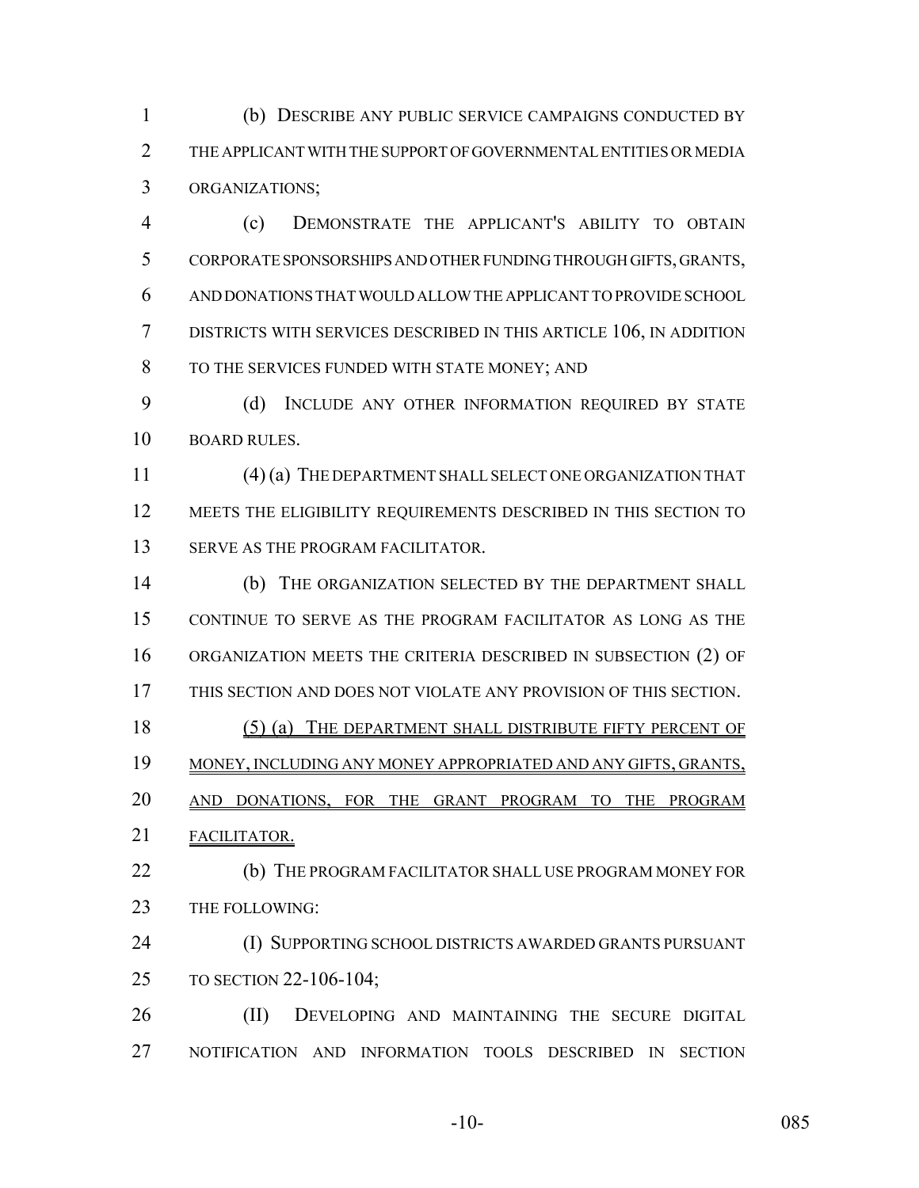(b) DESCRIBE ANY PUBLIC SERVICE CAMPAIGNS CONDUCTED BY THE APPLICANT WITH THE SUPPORT OF GOVERNMENTAL ENTITIES OR MEDIA ORGANIZATIONS;

(c) DEMONSTRATE THE APPLICANT'S ABILITY TO OBTAIN CORPORATE SPONSORSHIPS AND OTHER FUNDING THROUGH GIFTS, GRANTS, AND DONATIONS THAT WOULD ALLOW THE APPLICANT TO PROVIDE SCHOOL DISTRICTS WITH SERVICES DESCRIBED IN THIS ARTICLE 106, IN ADDITION TO THE SERVICES FUNDED WITH STATE MONEY; AND

(d) INCLUDE ANY OTHER INFORMATION REQUIRED BY STATE BOARD RULES.

(4) (a) THE DEPARTMENT SHALL SELECT ONE ORGANIZATION THAT MEETS THE ELIGIBILITY REQUIREMENTS DESCRIBED IN THIS SECTION TO SERVE AS THE PROGRAM FACILITATOR.

(b) THE ORGANIZATION SELECTED BY THE DEPARTMENT SHALL CONTINUE TO SERVE AS THE PROGRAM FACILITATOR AS LONG AS THE ORGANIZATION MEETS THE CRITERIA DESCRIBED IN SUBSECTION (2) OF THIS SECTION AND DOES NOT VIOLATE ANY PROVISION OF THIS SECTION.

(5) (a) THE DEPARTMENT SHALL DISTRIBUTE FIFTY PERCENT OF MONEY, INCLUDING ANY MONEY APPROPRIATED AND ANY GIFTS, GRANTS, AND DONATIONS, FOR THE GRANT PROGRAM TO THE PROGRAM FACILITATOR.

(b) THE PROGRAM FACILITATOR SHALL USE PROGRAM MONEY FOR THE FOLLOWING:

(I) SUPPORTING SCHOOL DISTRICTS AWARDED GRANTS PURSUANT TO SECTION 22-106-104;

(II) DEVELOPING AND MAINTAINING THE SECURE DIGITAL NOTIFICATION AND INFORMATION TOOLS DESCRIBED IN SECTION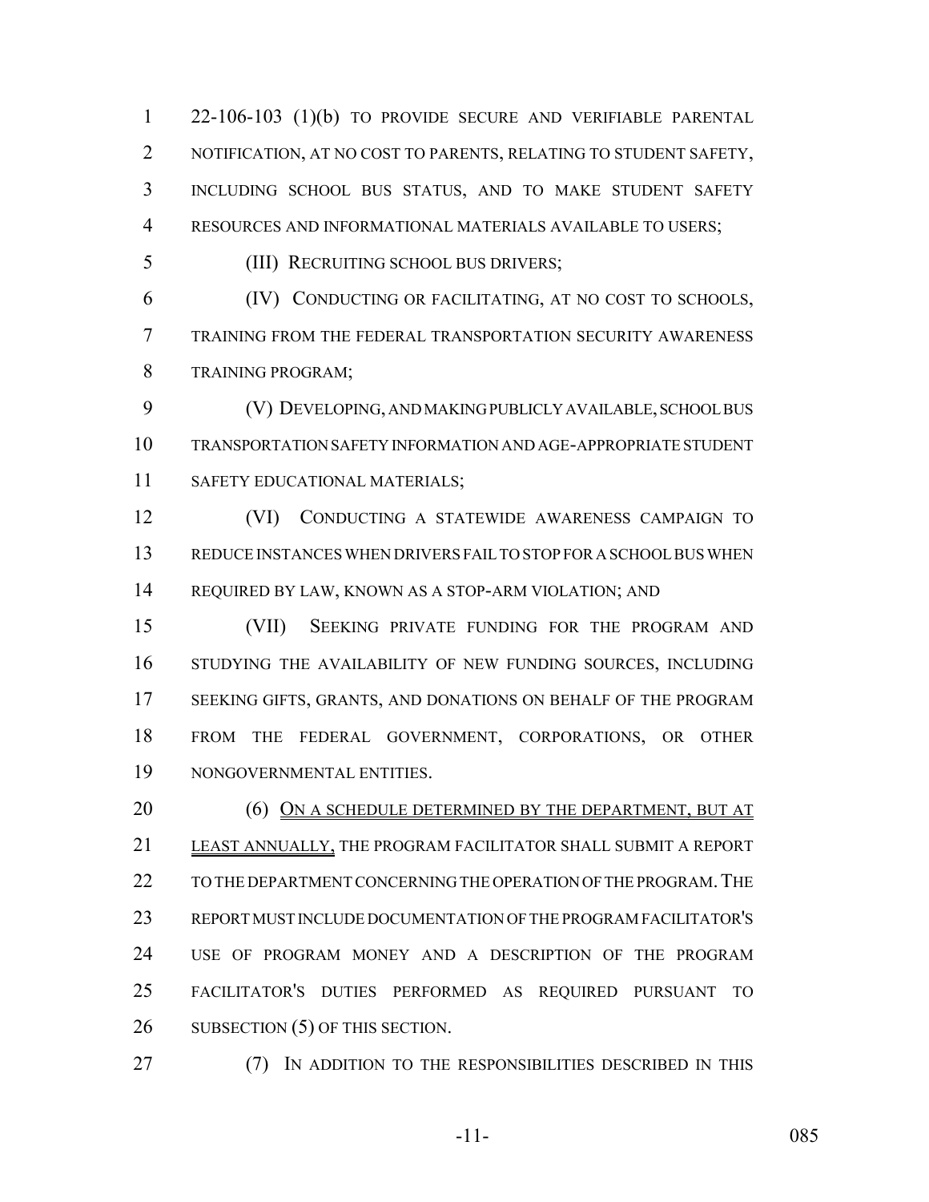22-106-103 (1)(b) TO PROVIDE SECURE AND VERIFIABLE PARENTAL NOTIFICATION, AT NO COST TO PARENTS, RELATING TO STUDENT SAFETY, INCLUDING SCHOOL BUS STATUS, AND TO MAKE STUDENT SAFETY RESOURCES AND INFORMATIONAL MATERIALS AVAILABLE TO USERS;

(III) RECRUITING SCHOOL BUS DRIVERS;

(IV) CONDUCTING OR FACILITATING, AT NO COST TO SCHOOLS, TRAINING FROM THE FEDERAL TRANSPORTATION SECURITY AWARENESS TRAINING PROGRAM;

(V) DEVELOPING, AND MAKING PUBLICLY AVAILABLE, SCHOOL BUS TRANSPORTATION SAFETY INFORMATION AND AGE-APPROPRIATE STUDENT SAFETY EDUCATIONAL MATERIALS;

(VI) CONDUCTING A STATEWIDE AWARENESS CAMPAIGN TO REDUCE INSTANCES WHEN DRIVERS FAIL TO STOP FOR A SCHOOL BUS WHEN REQUIRED BY LAW, KNOWN AS A STOP-ARM VIOLATION; AND

(VII) SEEKING PRIVATE FUNDING FOR THE PROGRAM AND STUDYING THE AVAILABILITY OF NEW FUNDING SOURCES, INCLUDING SEEKING GIFTS, GRANTS, AND DONATIONS ON BEHALF OF THE PROGRAM FROM THE FEDERAL GOVERNMENT, CORPORATIONS, OR OTHER NONGOVERNMENTAL ENTITIES.

(6) ON A SCHEDULE DETERMINED BY THE DEPARTMENT, BUT AT LEAST ANNUALLY, THE PROGRAM FACILITATOR SHALL SUBMIT A REPORT TO THE DEPARTMENT CONCERNING THE OPERATION OF THE PROGRAM. THE REPORT MUST INCLUDE DOCUMENTATION OF THE PROGRAM FACILITATOR'S USE OF PROGRAM MONEY AND A DESCRIPTION OF THE PROGRAM FACILITATOR'S DUTIES PERFORMED AS REQUIRED PURSUANT TO SUBSECTION (5) OF THIS SECTION.

(7) IN ADDITION TO THE RESPONSIBILITIES DESCRIBED IN THIS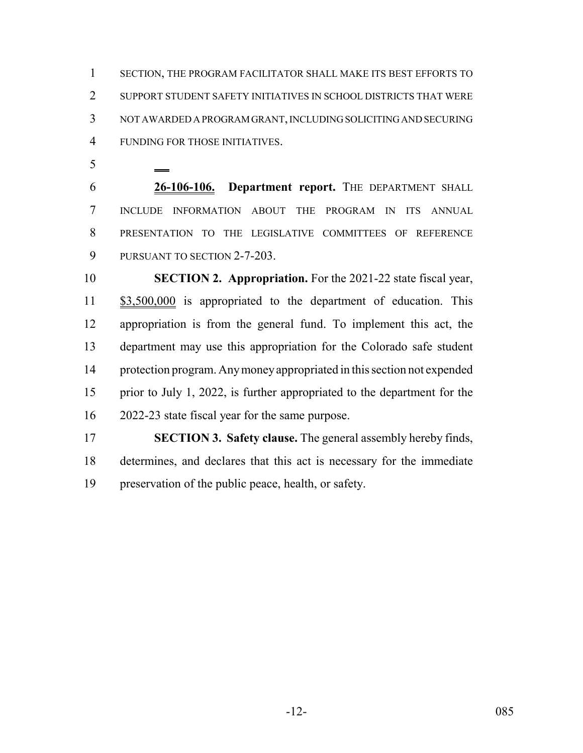SECTION, THE PROGRAM FACILITATOR SHALL MAKE ITS BEST EFFORTS TO SUPPORT STUDENT SAFETY INITIATIVES IN SCHOOL DISTRICTS THAT WERE NOT AWARDED A PROGRAM GRANT, INCLUDING SOLICITING AND SECURING FUNDING FOR THOSE INITIATIVES.

**26-106-106. Department report.** THE DEPARTMENT SHALL INCLUDE INFORMATION ABOUT THE PROGRAM IN ITS ANNUAL PRESENTATION TO THE LEGISLATIVE COMMITTEES OF REFERENCE PURSUANT TO SECTION 2-7-203.

**SECTION 2. Appropriation.** For the 2021-22 state fiscal year, $3,500,000 is appropriated to the department of education. This appropriation is from the general fund. To implement this act, the department may use this appropriation for the Colorado safe student protection program. Any money appropriated in this section not expended prior to July 1, 2022, is further appropriated to the department for the 2022-23 state fiscal year for the same purpose.

**SECTION 3. Safety clause.** The general assembly hereby finds, determines, and declares that this act is necessary for the immediate preservation of the public peace, health, or safety.